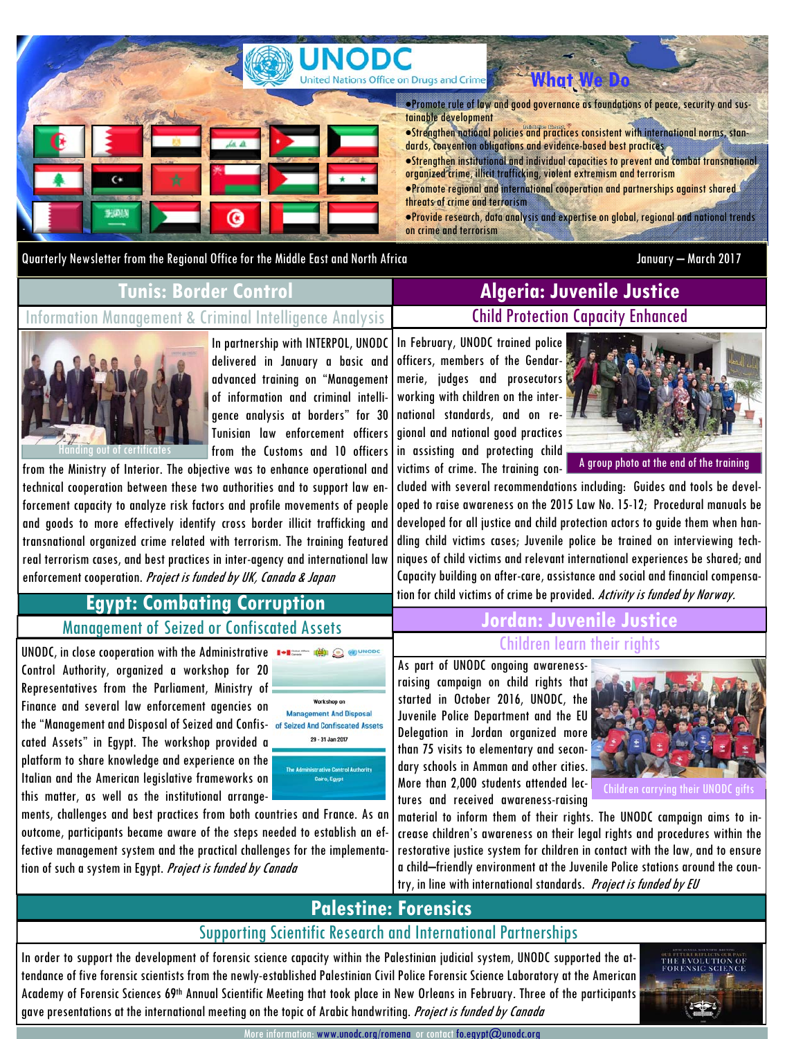# UNODC
United Nations Office on Drugs and Crime

## What We Do

- Promote rule of law and good governance as foundations of peace, security and sustainable development
- Strengthen national policies and practices consistent with international norms, standards, convention obligations and evidence-based best practices
- Strengthen institutional and individual capacities to prevent and combat transnational organized crime, illicit trafficking, violent extremism and terrorism
- Promote regional and international cooperation and partnerships against shared threats of crime and terrorism
- Provide research, data analysis and expertise on global, regional and national trends on crime and terrorism

Quarterly Newsletter from the Regional Office for the Middle East and North Africa — January – March 2017

## Tunis: Border Control

### Information Management & Criminal Intelligence Analysis

Handing out of certificates

In partnership with INTERPOL, UNODC delivered in January a basic and advanced training on "Management of information and criminal intelligence analysis at borders" for 30 Tunisian law enforcement officers from the Customs and 10 officers from the Ministry of Interior. The objective was to enhance operational and technical cooperation between these two authorities and to support law enforcement capacity to analyze risk factors and profile movements of people and goods to more effectively identify cross border illicit trafficking and transnational organized crime related with terrorism. The training featured real terrorism cases, and best practices in inter-agency and international law enforcement cooperation. *Project is funded by UK, Canada & Japan*

## Egypt: Combating Corruption

### Management of Seized or Confiscated Assets

Workshop on Management And Disposal of Seized And Confiscated Assets — 29 - 31 Jan 2017 — The Administrative Control Authority, Cairo, Egypt

UNODC, in close cooperation with the Administrative Control Authority, organized a workshop for 20 Representatives from the Parliament, Ministry of Finance and several law enforcement agencies on the "Management and Disposal of Seized and Confiscated Assets" in Egypt. The workshop provided a platform to share knowledge and experience on the Italian and the American legislative frameworks on this matter, as well as the institutional arrangements, challenges and best practices from both countries and France. As an outcome, participants became aware of the steps needed to establish an effective management system and the practical challenges for the implementation of such a system in Egypt. *Project is funded by Canada*

## Algeria: Juvenile Justice

### Child Protection Capacity Enhanced

A group photo at the end of the training

In February, UNODC trained police officers, members of the Gendarmerie, judges and prosecutors working with children on the international standards, and on regional and national good practices in assisting and protecting child victims of crime. The training concluded with several recommendations including: Guides and tools be developed to raise awareness on the 2015 Law No. 15-12; Procedural manuals be developed for all justice and child protection actors to guide them when handling child victims cases; Juvenile police be trained on interviewing techniques of child victims and relevant international experiences be shared; and Capacity building on after-care, assistance and social and financial compensation for child victims of crime be provided. *Activity is funded by Norway.*

## Jordan: Juvenile Justice

### Children learn their rights

Children carrying their UNODC gifts

As part of UNODC ongoing awareness-raising campaign on child rights that started in October 2016, UNODC, the Juvenile Police Department and the EU Delegation in Jordan organized more than 75 visits to elementary and secondary schools in Amman and other cities. More than 2,000 students attended lectures and received awareness-raising material to inform them of their rights. The UNODC campaign aims to increase children's awareness on their legal rights and procedures within the restorative justice system for children in contact with the law, and to ensure a child–friendly environment at the Juvenile Police stations around the country, in line with international standards. *Project is funded by EU*

## Palestine: Forensics

### Supporting Scientific Research and International Partnerships

In order to support the development of forensic science capacity within the Palestinian judicial system, UNODC supported the attendance of five forensic scientists from the newly-established Palestinian Civil Police Forensic Science Laboratory at the American Academy of Forensic Sciences 69th Annual Scientific Meeting that took place in New Orleans in February. Three of the participants gave presentations at the international meeting on the topic of Arabic handwriting. *Project is funded by Canada*

More information: www.unodc.org/romena or contact fo.egypt@unodc.org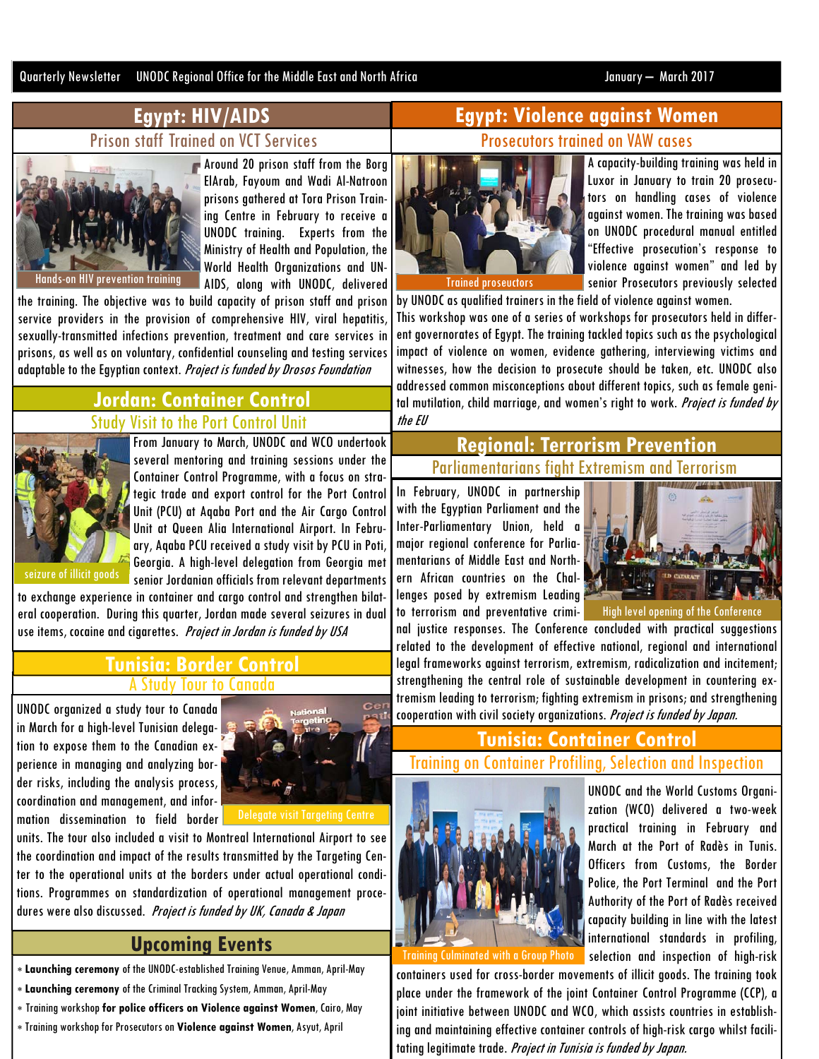## Egypt: HIV/AIDS

### Prison staff Trained on VCT Services

Hands-on HIV prevention training

Around 20 prison staff from the Borg ElArab, Fayoum and Wadi Al-Natroon prisons gathered at Tora Prison Training Centre in February to receive a UNODC training. Experts from the Ministry of Health and Population, the World Health Organizations and UNAIDS, along with UNODC, delivered the training. The objective was to build capacity of prison staff and prison service providers in the provision of comprehensive HIV, viral hepatitis, sexually-transmitted infections prevention, treatment and care services in prisons, as well as on voluntary, confidential counseling and testing services adaptable to the Egyptian context. *Project is funded by Drosos Foundation*

## Jordan: Container Control

### Study Visit to the Port Control Unit

seizure of illicit goods

From January to March, UNODC and WCO undertook several mentoring and training sessions under the Container Control Programme, with a focus on strategic trade and export control for the Port Control Unit (PCU) at Aqaba Port and the Air Cargo Control Unit at Queen Alia International Airport. In February, Aqaba PCU received a study visit by PCU in Poti, Georgia. A high-level delegation from Georgia met senior Jordanian officials from relevant departments to exchange experience in container and cargo control and strengthen bilateral cooperation. During this quarter, Jordan made several seizures in dual use items, cocaine and cigarettes. *Project in Jordan is funded by USA*

## Tunisia: Border Control

### A Study Tour to Canada

Delegate visit Targeting Centre

UNODC organized a study tour to Canada in March for a high-level Tunisian delegation to expose them to the Canadian experience in managing and analyzing border risks, including the analysis process, coordination and management, and information dissemination to field border units. The tour also included a visit to Montreal International Airport to see the coordination and impact of the results transmitted by the Targeting Center to the operational units at the borders under actual operational conditions. Programmes on standardization of operational management procedures were also discussed. *Project is funded by UK, Canada & Japan*

## Upcoming Events

- **Launching ceremony** of the UNODC-established Training Venue, Amman, April-May
- **Launching ceremony** of the Criminal Tracking System, Amman, April-May
- Training workshop **for police officers on Violence against Women**, Cairo, May
- Training workshop for Prosecutors on **Violence against Women**, Asyut, April

## Egypt: Violence against Women

### Prosecutors trained on VAW cases

Trained prosecutors

A capacity-building training was held in Luxor in January to train 20 prosecutors on handling cases of violence against women. The training was based on UNODC procedural manual entitled "Effective prosecution's response to violence against women" and led by senior Prosecutors previously selected by UNODC as qualified trainers in the field of violence against women.
This workshop was one of a series of workshops for prosecutors held in different governorates of Egypt. The training tackled topics such as the psychological impact of violence on women, evidence gathering, interviewing victims and witnesses, how the decision to prosecute should be taken, etc. UNODC also addressed common misconceptions about different topics, such as female genital mutilation, child marriage, and women's right to work. *Project is funded by the EU*

## Regional: Terrorism Prevention

### Parliamentarians fight Extremism and Terrorism

High level opening of the Conference

In February, UNODC in partnership with the Egyptian Parliament and the Inter-Parliamentary Union, held a major regional conference for Parliamentarians of Middle East and North-ern African countries on the Challenges posed by extremism Leading to terrorism and preventative criminal justice responses. The Conference concluded with practical suggestions related to the development of effective national, regional and international legal frameworks against terrorism, extremism, radicalization and incitement; strengthening the central role of sustainable development in countering extremism leading to terrorism; fighting extremism in prisons; and strengthening cooperation with civil society organizations. *Project is funded by Japan.*

## Tunisia: Container Control

### Training on Container Profiling, Selection and Inspection

Training Culminated with a Group Photo

UNODC and the World Customs Organization (WCO) delivered a two-week practical training in February and March at the Port of Radès in Tunis. Officers from Customs, the Border Police, the Port Terminal and the Port Authority of the Port of Radès received capacity building in line with the latest international standards in profiling, selection and inspection of high-risk containers used for cross-border movements of illicit goods. The training took place under the framework of the joint Container Control Programme (CCP), a joint initiative between UNODC and WCO, which assists countries in establishing and maintaining effective container controls of high-risk cargo whilst facilitating legitimate trade. *Project in Tunisia is funded by Japan.*